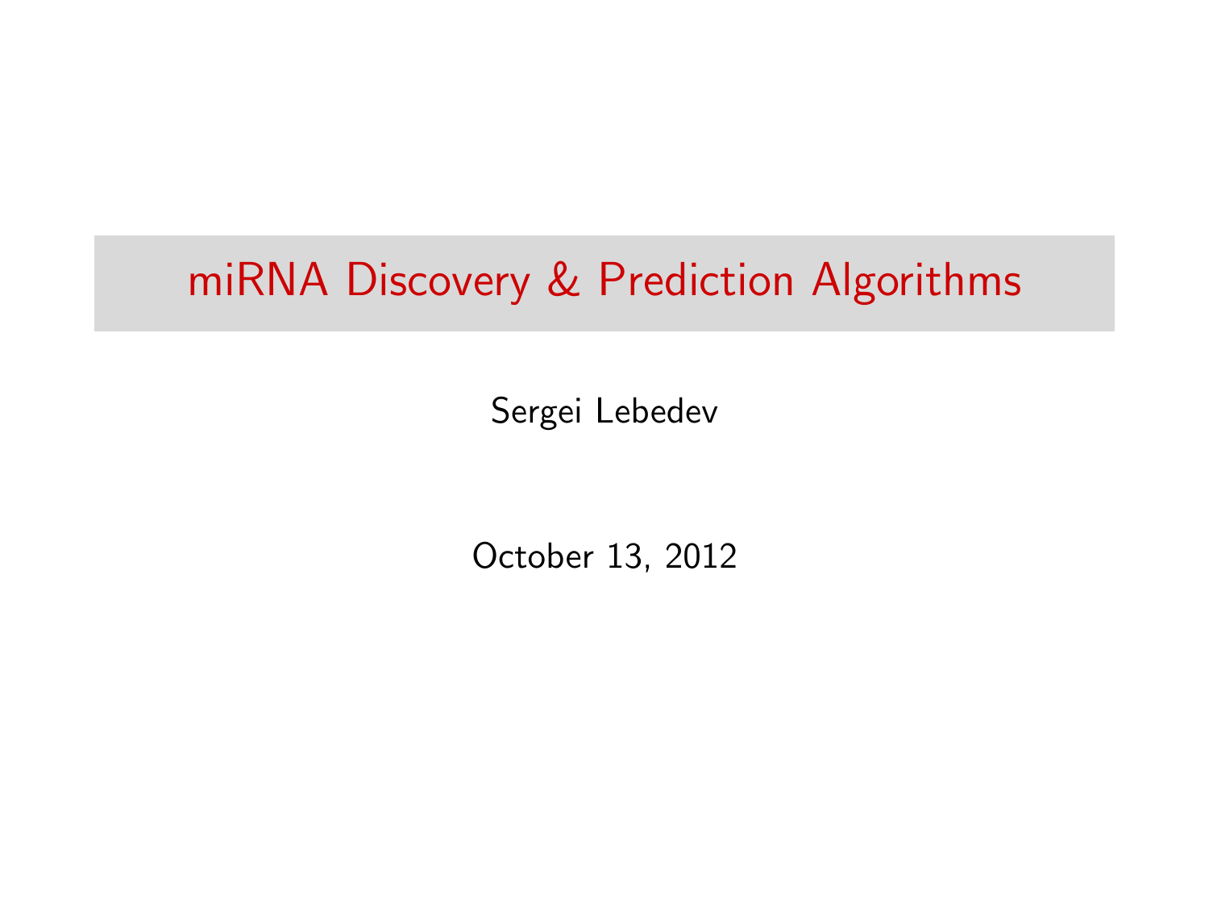# miRNA Discovery & Prediction Algorithms

Sergei Lebedev

October 13, 2012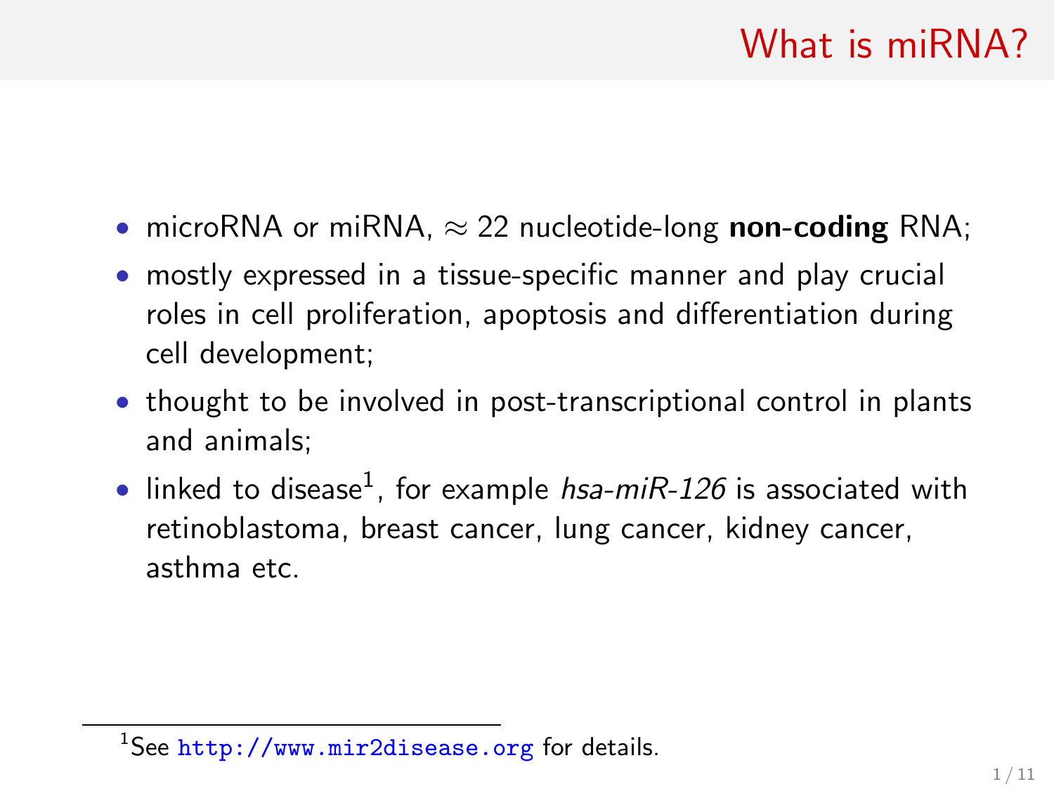# What is miRNA?

- microRNA or miRNA, $\approx$ 22 nucleotide-long **non-coding** RNA;
- mostly expressed in a tissue-specific manner and play crucial roles in cell proliferation, apoptosis and differentiation during cell development;
- thought to be involved in post-transcriptional control in plants and animals;
- linked to disease[1], for example *hsa-miR-126* is associated with retinoblastoma, breast cancer, lung cancer, kidney cancer, asthma etc.

[1] See http://www.mir2disease.org for details.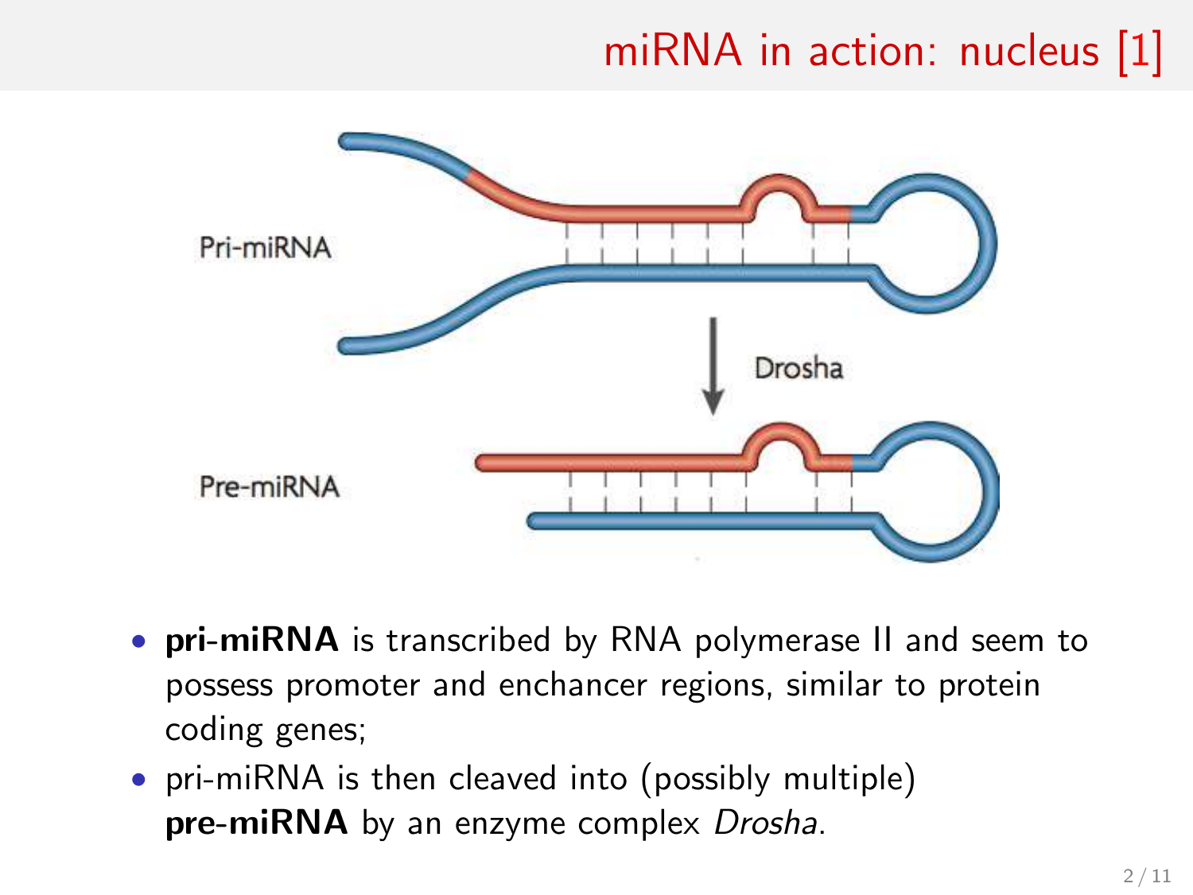# miRNA in action: nucleus [1]

- **pri-miRNA** is transcribed by RNA polymerase II and seem to possess promoter and enchancer regions, similar to protein coding genes;
- pri-miRNA is then cleaved into (possibly multiple) **pre-miRNA** by an enzyme complex *Drosha*.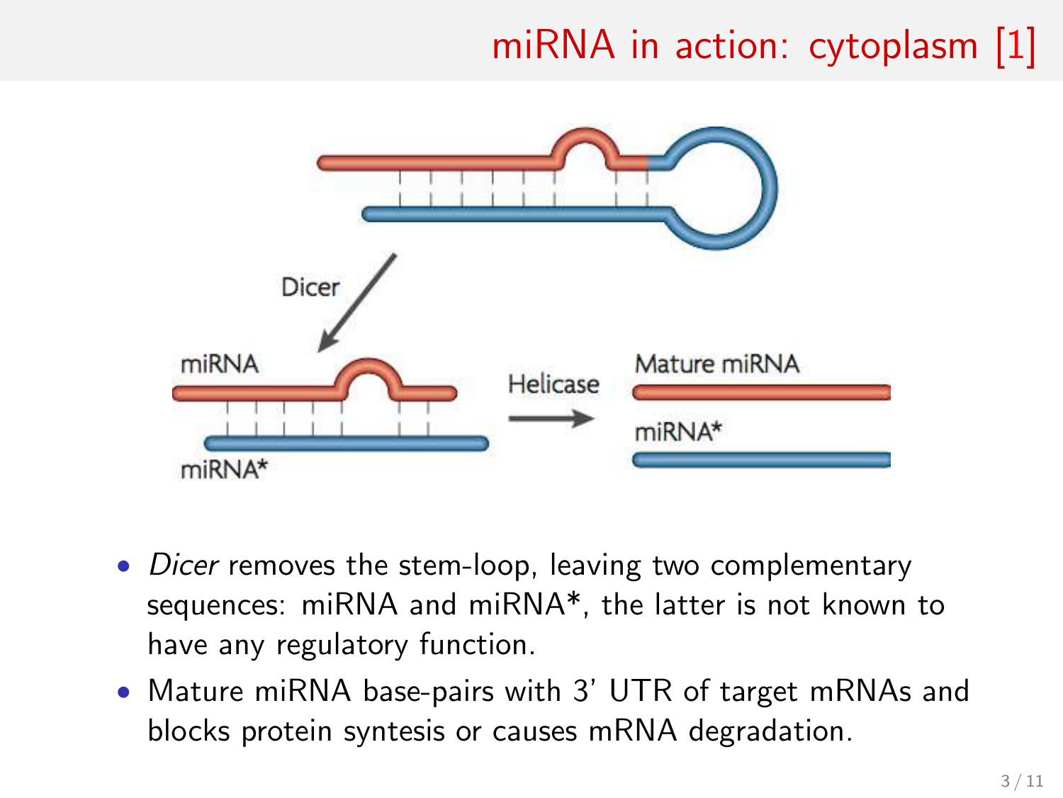## miRNA in action: cytoplasm [1]

- *Dicer* removes the stem-loop, leaving two complementary sequences: miRNA and miRNA*, the latter is not known to have any regulatory function.
- Mature miRNA base-pairs with 3' UTR of target mRNAs and blocks protein syntesis or causes mRNA degradation.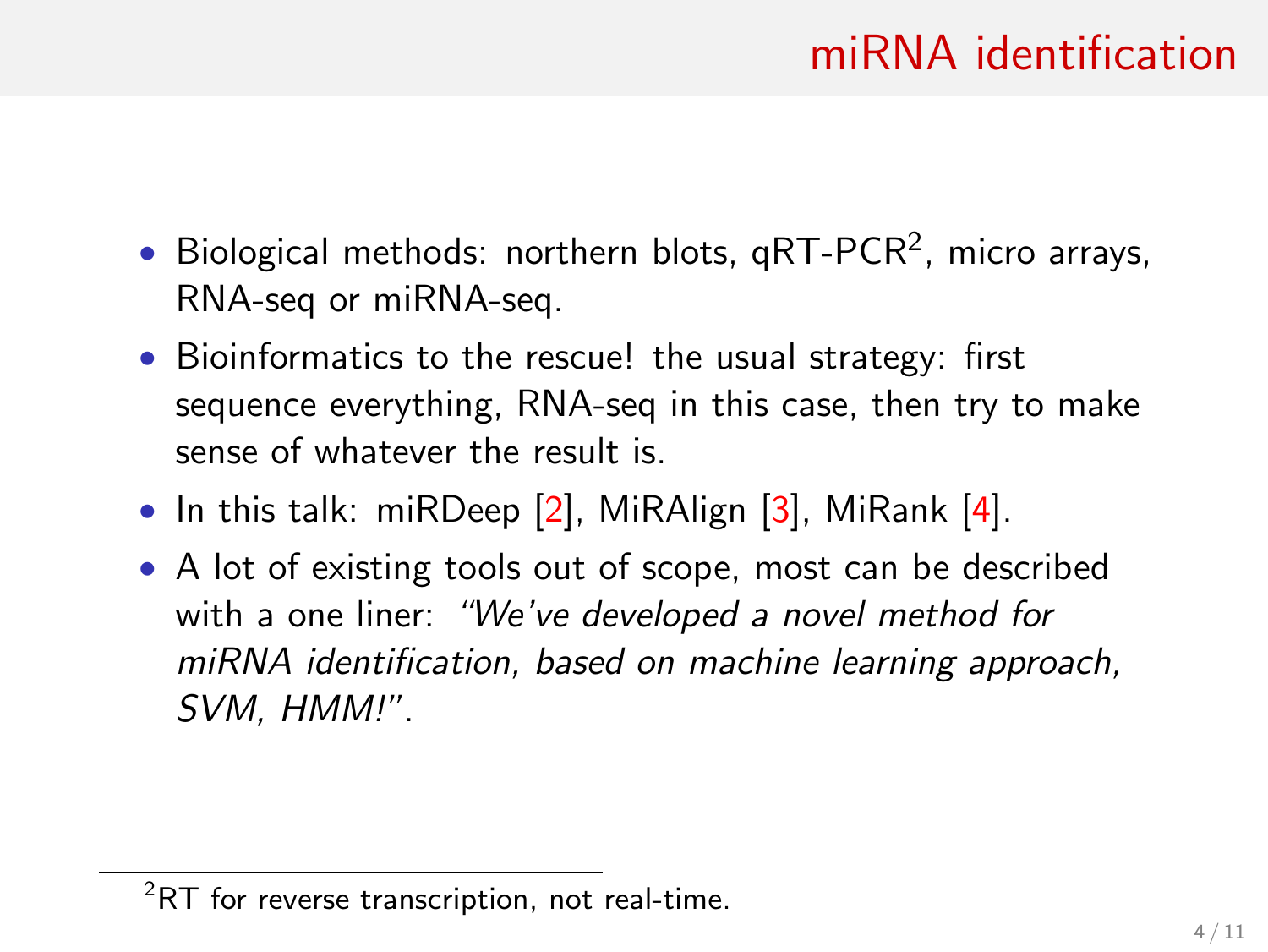# miRNA identification

- Biological methods: northern blots, qRT-PCR[2], micro arrays, RNA-seq or miRNA-seq.
- Bioinformatics to the rescue! the usual strategy: first sequence everything, RNA-seq in this case, then try to make sense of whatever the result is.
- In this talk: miRDeep [2], MiRAlign [3], MiRank [4].
- A lot of existing tools out of scope, most can be described with a one liner: *"We've developed a novel method for miRNA identification, based on machine learning approach, SVM, HMM!"*.

[2] RT for reverse transcription, not real-time.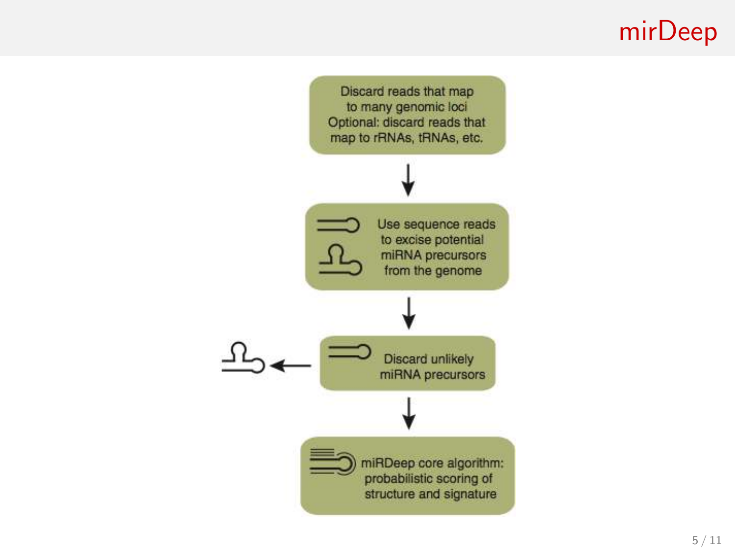# mirDeep

Discard reads that map to many genomic loci
Optional: discard reads that map to rRNAs, tRNAs, etc.

↓

Use sequence reads to excise potential miRNA precursors from the genome

↓

Discard unlikely miRNA precursors

↓

miRDeep core algorithm: probabilistic scoring of structure and signature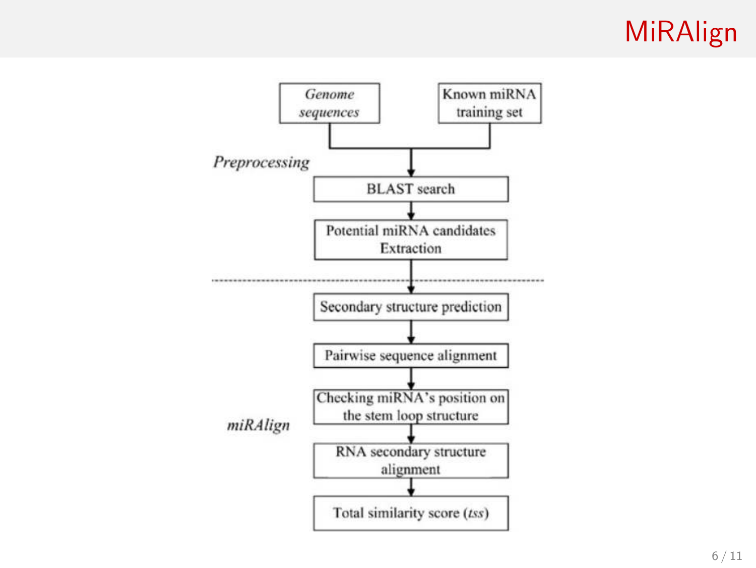# MiRAlign

Genome sequences

Known miRNA training set

*Preprocessing*

BLAST search

Potential miRNA candidates Extraction

Secondary structure prediction

Pairwise sequence alignment

Checking miRNA's position on the stem loop structure

*miRAlign*

RNA secondary structure alignment

Total similarity score (*tss*)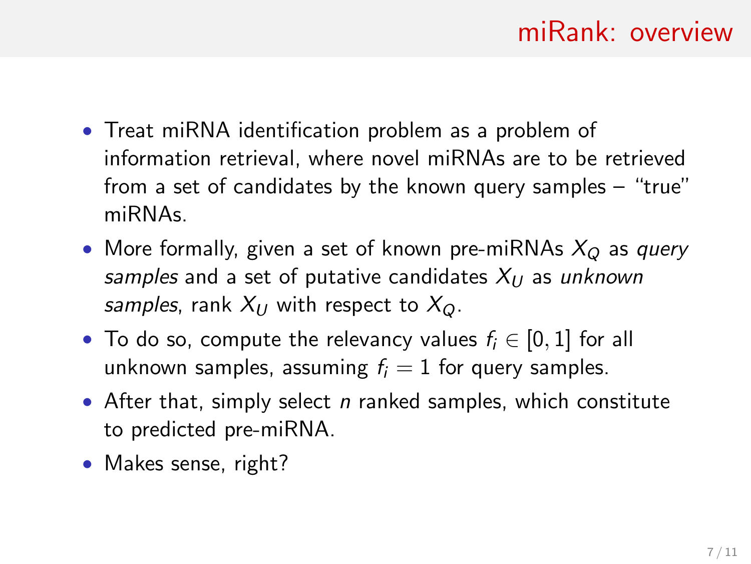# miRank: overview

- Treat miRNA identification problem as a problem of information retrieval, where novel miRNAs are to be retrieved from a set of candidates by the known query samples – "true" miRNAs.
- More formally, given a set of known pre-miRNAs $X_Q$ as *query samples* and a set of putative candidates $X_U$ as *unknown samples*, rank $X_U$ with respect to $X_Q$.
- To do so, compute the relevancy values $f_i \in [0, 1]$ for all unknown samples, assuming $f_i = 1$ for query samples.
- After that, simply select $n$ ranked samples, which constitute to predicted pre-miRNA.
- Makes sense, right?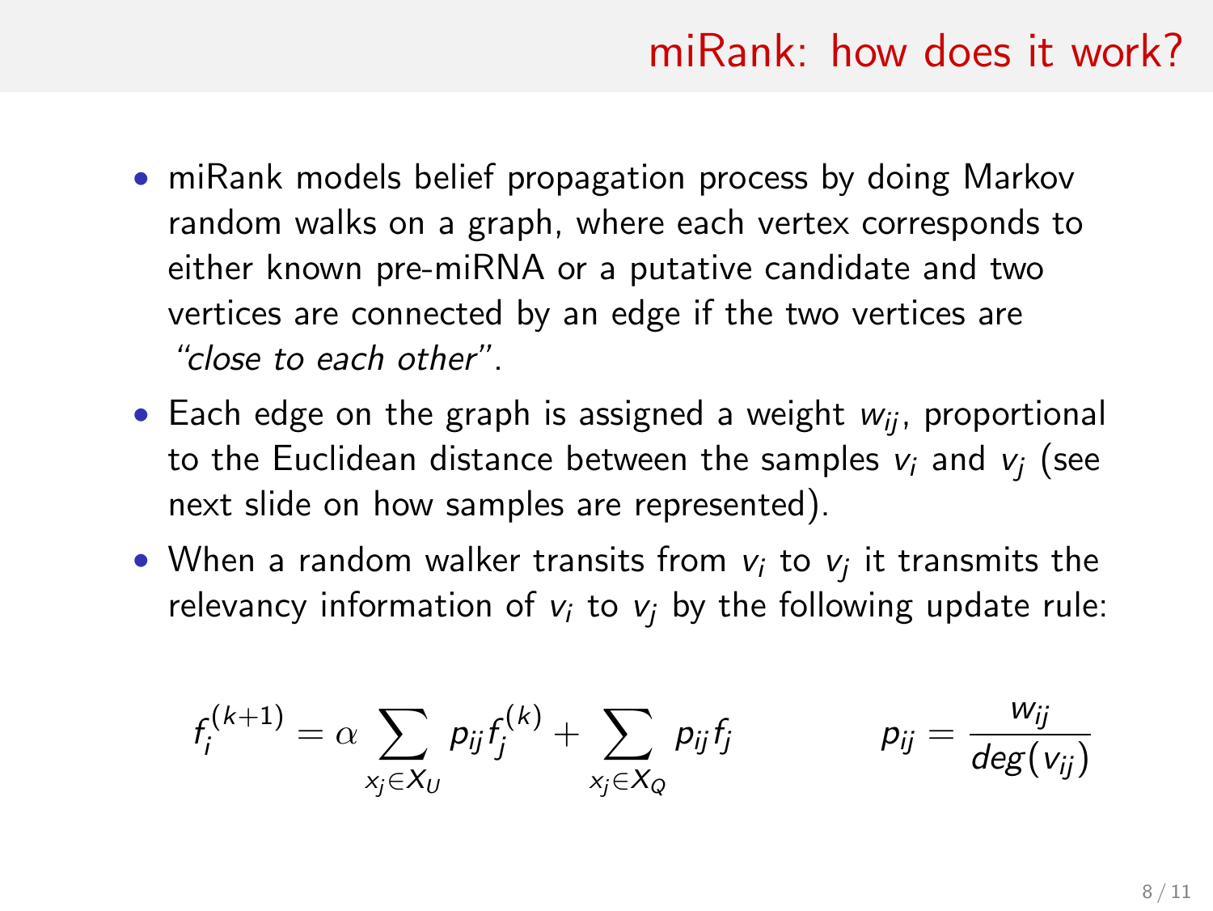# miRank: how does it work?

- miRank models belief propagation process by doing Markov random walks on a graph, where each vertex corresponds to either known pre-miRNA or a putative candidate and two vertices are connected by an edge if the two vertices are *"close to each other"*.
- Each edge on the graph is assigned a weight $w_{ij}$, proportional to the Euclidean distance between the samples $v_i$ and $v_j$ (see next slide on how samples are represented).
- When a random walker transits from $v_i$ to $v_j$ it transmits the relevancy information of $v_i$ to $v_j$ by the following update rule:

$$f_i^{(k+1)} = \alpha \sum_{x_j \in X_U} p_{ij} f_j^{(k)} + \sum_{x_j \in X_Q} p_{ij} f_j \qquad\qquad p_{ij} = \frac{w_{ij}}{deg(v_{ij})}$$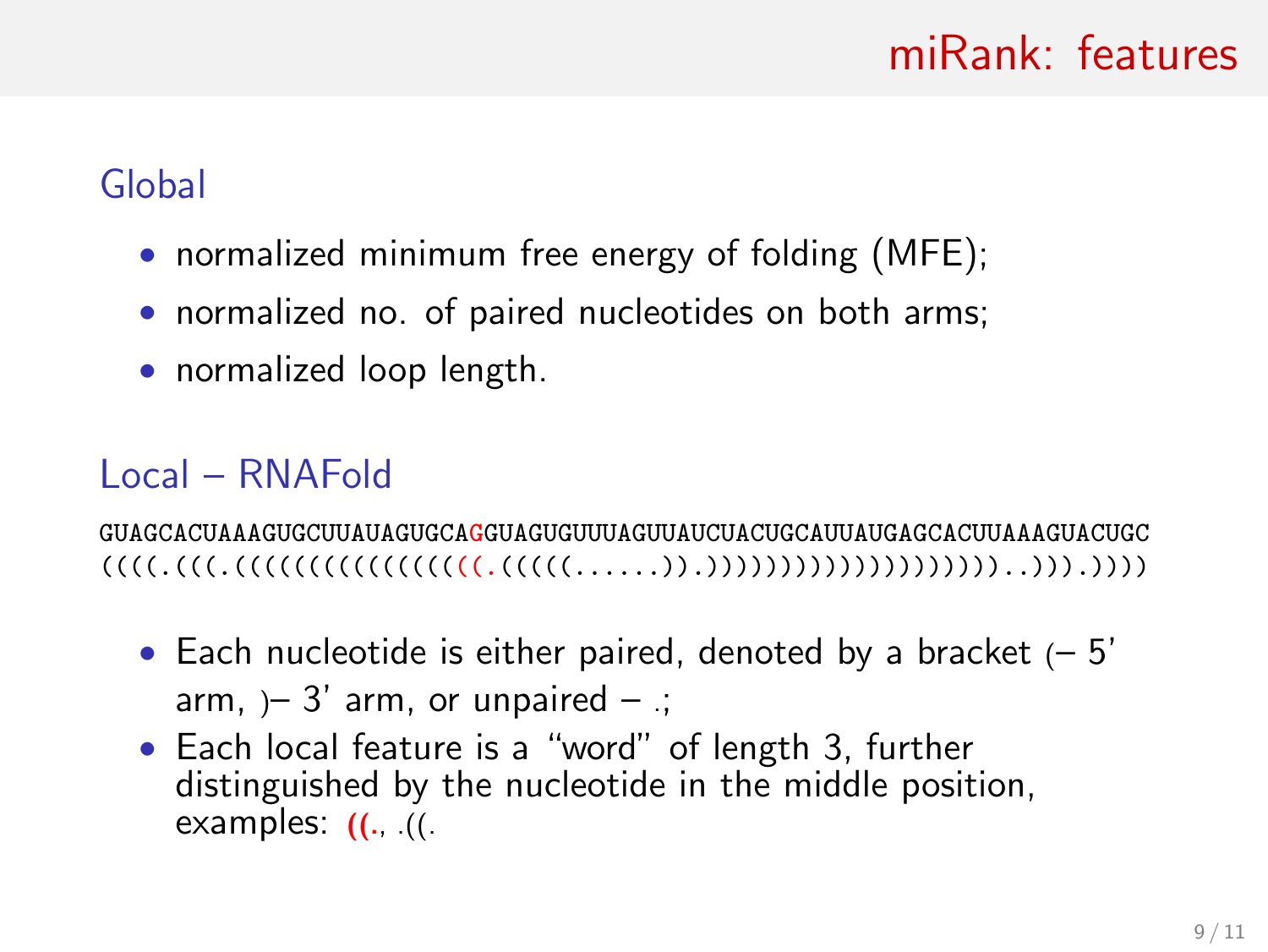# miRank: features

## Global

- normalized minimum free energy of folding (MFE);
- normalized no. of paired nucleotides on both arms;
- normalized loop length.

## Local – RNAFold

```
GUAGCACUAAAGUGCUUAUAGUGCAGGUAGUGUUUAGUUAUCUACUGCAUUAUGAGCACUUAAAGUACUGC
((((.(((.((((((((((((((((.(((((......)).)))))))))))))))))))))..))).))))
```

- Each nucleotide is either paired, denoted by a bracket ( – 5' arm, ) – 3' arm, or unpaired – .;
- Each local feature is a "word" of length 3, further distinguished by the nucleotide in the middle position, examples: **((.**, .((.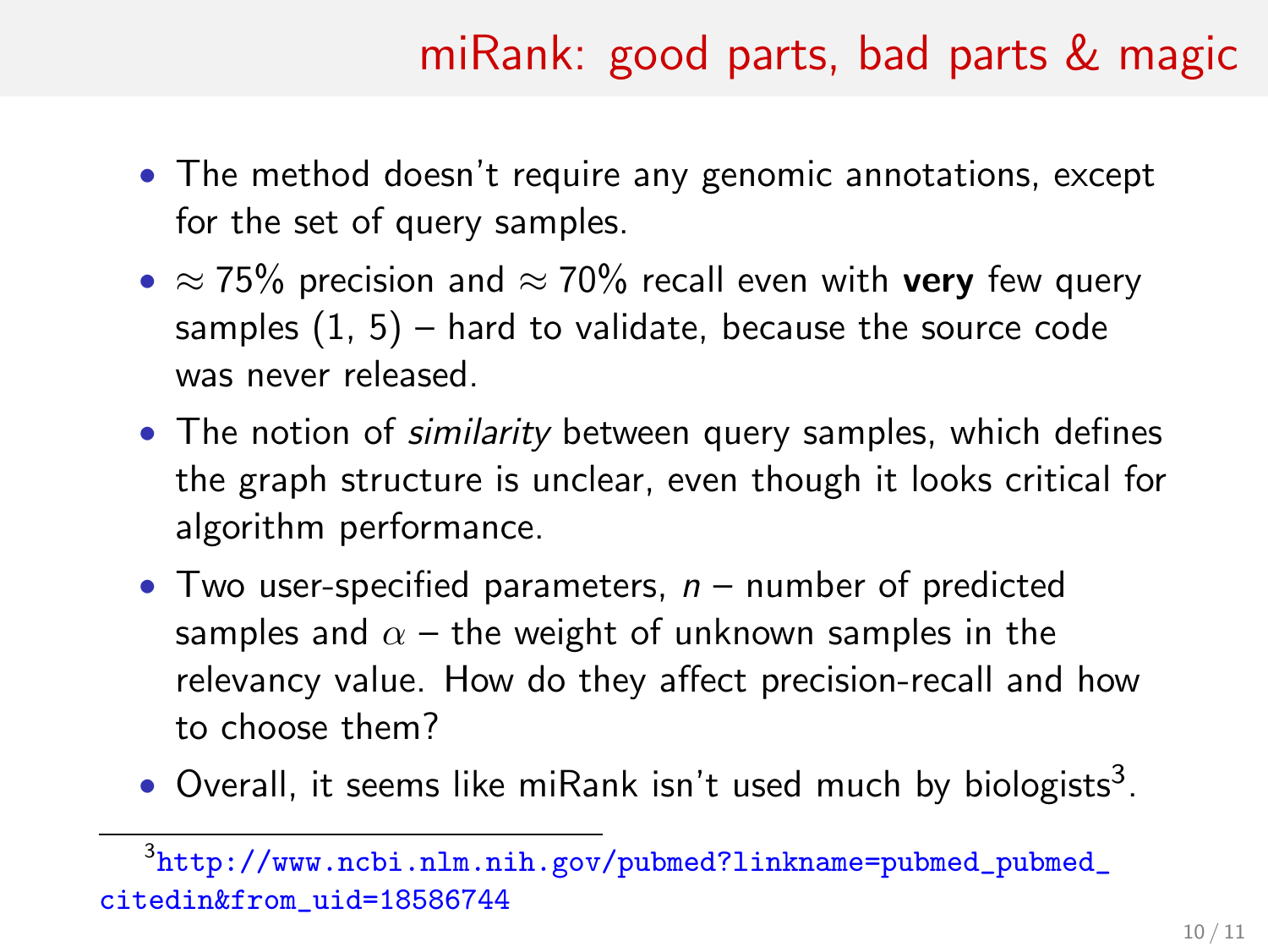# miRank: good parts, bad parts & magic

- The method doesn't require any genomic annotations, except for the set of query samples.
- $\approx 75\%$ precision and $\approx 70\%$ recall even with **very** few query samples (1, 5) – hard to validate, because the source code was never released.
- The notion of *similarity* between query samples, which defines the graph structure is unclear, even though it looks critical for algorithm performance.
- Two user-specified parameters, $n$ – number of predicted samples and $\alpha$ – the weight of unknown samples in the relevancy value. How do they affect precision-recall and how to choose them?
- Overall, it seems like miRank isn't used much by biologists[3].

[3] http://www.ncbi.nlm.nih.gov/pubmed?linkname=pubmed_pubmed_citedin&from_uid=18586744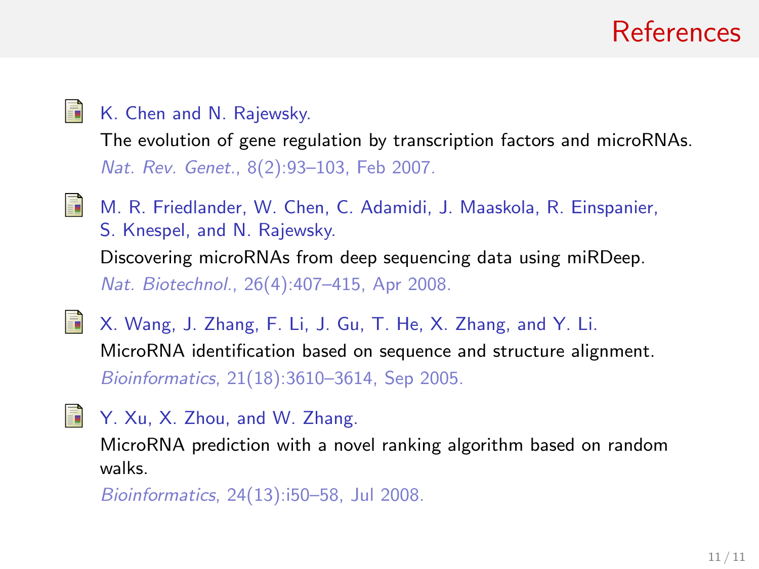# References

- K. Chen and N. Rajewsky.
  The evolution of gene regulation by transcription factors and microRNAs.
  *Nat. Rev. Genet.*, 8(2):93–103, Feb 2007.

- M. R. Friedlander, W. Chen, C. Adamidi, J. Maaskola, R. Einspanier, S. Knespel, and N. Rajewsky.
  Discovering microRNAs from deep sequencing data using miRDeep.
  *Nat. Biotechnol.*, 26(4):407–415, Apr 2008.

- X. Wang, J. Zhang, F. Li, J. Gu, T. He, X. Zhang, and Y. Li.
  MicroRNA identification based on sequence and structure alignment.
  *Bioinformatics*, 21(18):3610–3614, Sep 2005.

- Y. Xu, X. Zhou, and W. Zhang.
  MicroRNA prediction with a novel ranking algorithm based on random walks.
  *Bioinformatics*, 24(13):i50–58, Jul 2008.